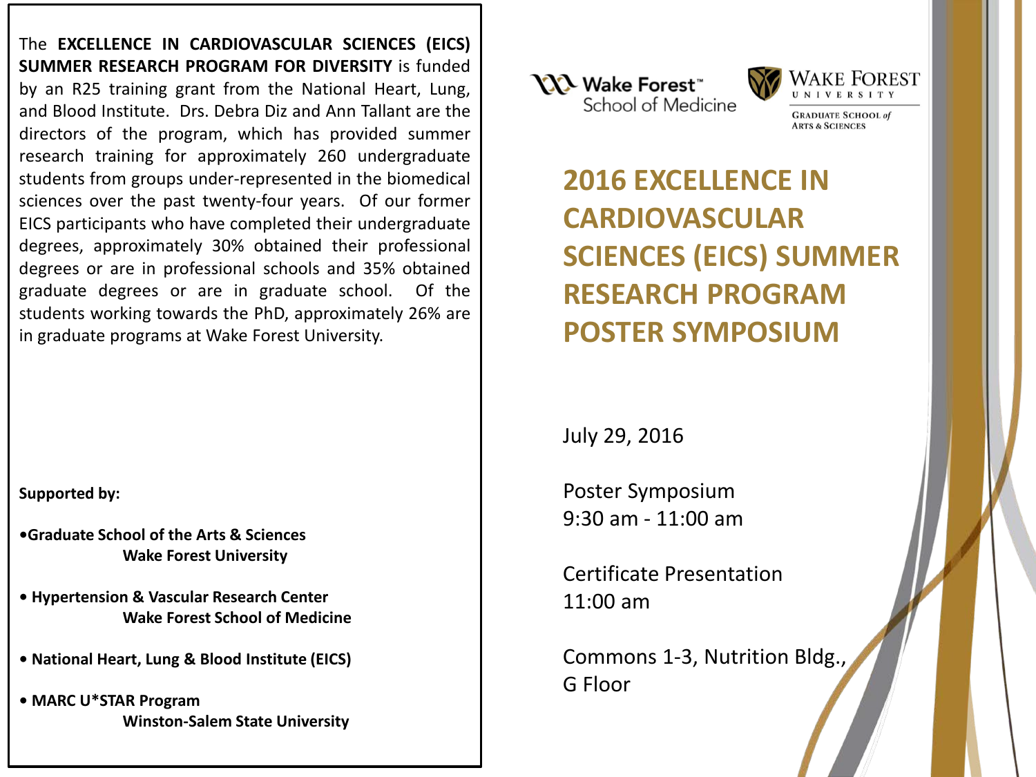The **EXCELLENCE IN CARDIOVASCULAR SCIENCES (EICS) SUMMER RESEARCH PROGRAM FOR DIVERSITY** is funded by an R25 training grant from the National Heart, Lung, and Blood Institute. Drs. Debra Diz and Ann Tallant are the directors of the program, which has provided summer research training for approximately 260 undergraduate students from groups under-represented in the biomedical sciences over the past twenty-four years. Of our former EICS participants who have completed their undergraduate degrees, approximately 30% obtained their professional degrees or are in professional schools and 35% obtained graduate degrees or are in graduate school. Of the students working towards the PhD, approximately 26% are in graduate programs at Wake Forest University.

**Supported by:**

- **Graduate School of the Arts & Sciences**
  **Wake Forest University**
- **Hypertension & Vascular Research Center**
  **Wake Forest School of Medicine**
- **National Heart, Lung & Blood Institute (EICS)**
- **MARC U*STAR Program**
  **Winston-Salem State University**

Wake Forest™ School of Medicine

WAKE FOREST UNIVERSITY
GRADUATE SCHOOL of ARTS & SCIENCES

# 2016 EXCELLENCE IN CARDIOVASCULAR SCIENCES (EICS) SUMMER RESEARCH PROGRAM POSTER SYMPOSIUM

July 29, 2016

Poster Symposium
9:30 am - 11:00 am

Certificate Presentation
11:00 am

Commons 1-3, Nutrition Bldg.,
G Floor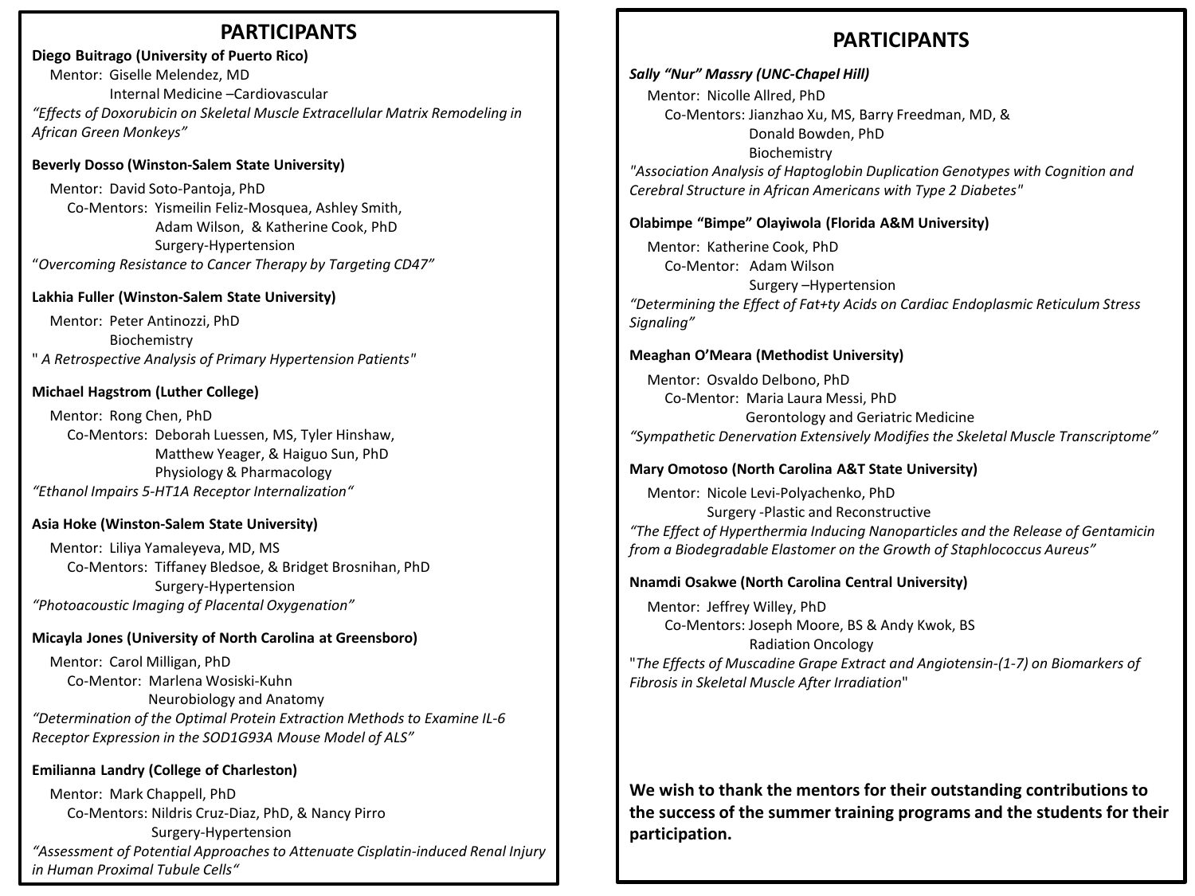## PARTICIPANTS

**Diego Buitrago (University of Puerto Rico)**

Mentor: Giselle Melendez, MD
Internal Medicine –Cardiovascular

*"Effects of Doxorubicin on Skeletal Muscle Extracellular Matrix Remodeling in African Green Monkeys"*

**Beverly Dosso (Winston-Salem State University)**

Mentor: David Soto-Pantoja, PhD
Co-Mentors: Yismeilin Feliz-Mosquea, Ashley Smith, Adam Wilson, & Katherine Cook, PhD
Surgery-Hypertension

"*Overcoming Resistance to Cancer Therapy by Targeting CD47"*

**Lakhia Fuller (Winston-Salem State University)**

Mentor: Peter Antinozzi, PhD
Biochemistry

" *A Retrospective Analysis of Primary Hypertension Patients*"

**Michael Hagstrom (Luther College)**

Mentor: Rong Chen, PhD
Co-Mentors: Deborah Luessen, MS, Tyler Hinshaw, Matthew Yeager, & Haiguo Sun, PhD
Physiology & Pharmacology

*"Ethanol Impairs 5-HT1A Receptor Internalization"*

**Asia Hoke (Winston-Salem State University)**

Mentor: Liliya Yamaleyeva, MD, MS
Co-Mentors: Tiffaney Bledsoe, & Bridget Brosnihan, PhD
Surgery-Hypertension

*"Photoacoustic Imaging of Placental Oxygenation"*

**Micayla Jones (University of North Carolina at Greensboro)**

Mentor: Carol Milligan, PhD
Co-Mentor: Marlena Wosiski-Kuhn
Neurobiology and Anatomy

*"Determination of the Optimal Protein Extraction Methods to Examine IL-6 Receptor Expression in the SOD1G93A Mouse Model of ALS"*

**Emilianna Landry (College of Charleston)**

Mentor: Mark Chappell, PhD
Co-Mentors: Nildris Cruz-Diaz, PhD, & Nancy Pirro
Surgery-Hypertension

*"Assessment of Potential Approaches to Attenuate Cisplatin-induced Renal Injury in Human Proximal Tubule Cells"*

## PARTICIPANTS

***Sally "Nur" Massry (UNC-Chapel Hill)***

Mentor: Nicolle Allred, PhD
Co-Mentors: Jianzhao Xu, MS, Barry Freedman, MD, & Donald Bowden, PhD
Biochemistry

*"Association Analysis of Haptoglobin Duplication Genotypes with Cognition and Cerebral Structure in African Americans with Type 2 Diabetes"*

**Olabimpe "Bimpe" Olayiwola (Florida A&M University)**

Mentor: Katherine Cook, PhD
Co-Mentor: Adam Wilson
Surgery –Hypertension

*"Determining the Effect of Fat+ty Acids on Cardiac Endoplasmic Reticulum Stress Signaling"*

**Meaghan O'Meara (Methodist University)**

Mentor: Osvaldo Delbono, PhD
Co-Mentor: Maria Laura Messi, PhD
Gerontology and Geriatric Medicine

*"Sympathetic Denervation Extensively Modifies the Skeletal Muscle Transcriptome"*

**Mary Omotoso (North Carolina A&T State University)**

Mentor: Nicole Levi-Polyachenko, PhD
Surgery -Plastic and Reconstructive

*"The Effect of Hyperthermia Inducing Nanoparticles and the Release of Gentamicin from a Biodegradable Elastomer on the Growth of Staphlococcus Aureus"*

**Nnamdi Osakwe (North Carolina Central University)**

Mentor: Jeffrey Willey, PhD
Co-Mentors: Joseph Moore, BS & Andy Kwok, BS
Radiation Oncology

"*The Effects of Muscadine Grape Extract and Angiotensin-(1-7) on Biomarkers of Fibrosis in Skeletal Muscle After Irradiation*"

**We wish to thank the mentors for their outstanding contributions to the success of the summer training programs and the students for their participation.**